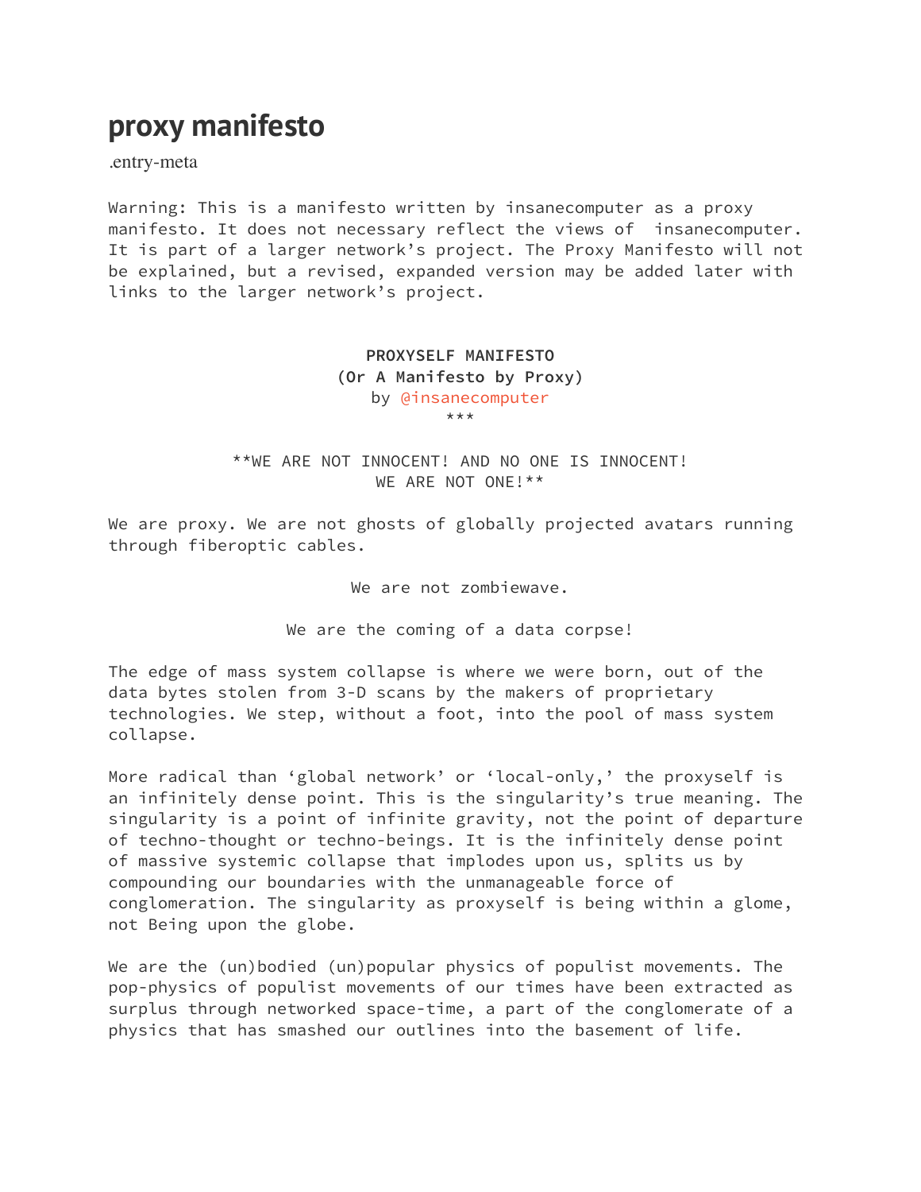# proxy manifesto

.entry-meta

Warning: This is a manifesto written by insanecomputer as a proxy manifesto. It does not necessary reflect the views of insanecomputer. It is part of a larger network's project. The Proxy Manifesto will not be explained, but a revised, expanded version may be added later with links to the larger network's project.

**PROXYSELF MANIFESTO**
**(Or A Manifesto by Proxy)**
by @insanecomputer
\*\*\*

**WE ARE NOT INNOCENT! AND NO ONE IS INNOCENT!
WE ARE NOT ONE!**

We are proxy. We are not ghosts of globally projected avatars running through fiberoptic cables.

We are not zombiewave.

We are the coming of a data corpse!

The edge of mass system collapse is where we were born, out of the data bytes stolen from 3-D scans by the makers of proprietary technologies. We step, without a foot, into the pool of mass system collapse.

More radical than 'global network' or 'local-only,' the proxyself is an infinitely dense point. This is the singularity's true meaning. The singularity is a point of infinite gravity, not the point of departure of techno-thought or techno-beings. It is the infinitely dense point of massive systemic collapse that implodes upon us, splits us by compounding our boundaries with the unmanageable force of conglomeration. The singularity as proxyself is being within a glome, not Being upon the globe.

We are the (un)bodied (un)popular physics of populist movements. The pop-physics of populist movements of our times have been extracted as surplus through networked space-time, a part of the conglomerate of a physics that has smashed our outlines into the basement of life.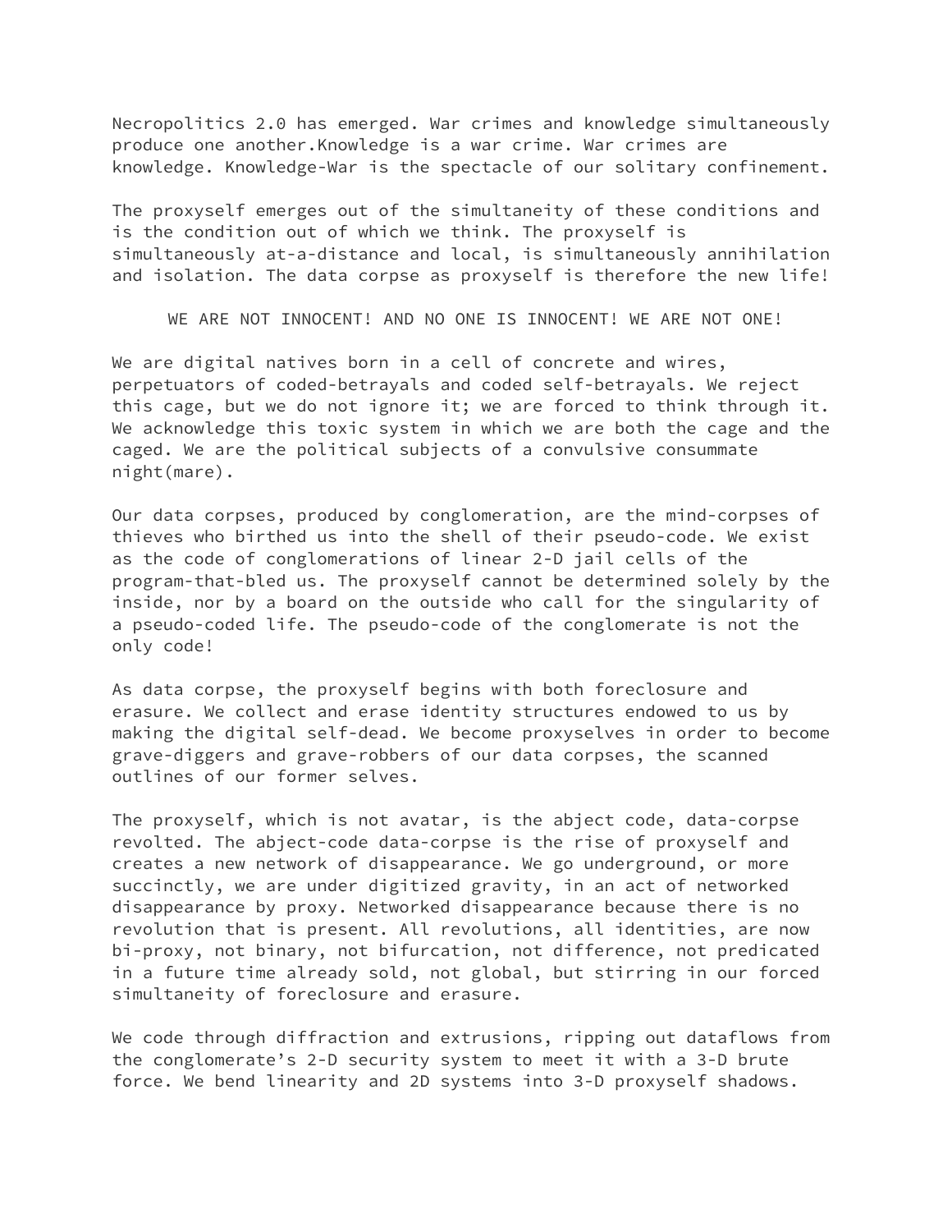Necropolitics 2.0 has emerged. War crimes and knowledge simultaneously produce one another.Knowledge is a war crime. War crimes are knowledge. Knowledge-War is the spectacle of our solitary confinement.

The proxyself emerges out of the simultaneity of these conditions and is the condition out of which we think. The proxyself is simultaneously at-a-distance and local, is simultaneously annihilation and isolation. The data corpse as proxyself is therefore the new life!

WE ARE NOT INNOCENT! AND NO ONE IS INNOCENT! WE ARE NOT ONE!

We are digital natives born in a cell of concrete and wires, perpetuators of coded-betrayals and coded self-betrayals. We reject this cage, but we do not ignore it; we are forced to think through it. We acknowledge this toxic system in which we are both the cage and the caged. We are the political subjects of a convulsive consummate night(mare).

Our data corpses, produced by conglomeration, are the mind-corpses of thieves who birthed us into the shell of their pseudo-code. We exist as the code of conglomerations of linear 2-D jail cells of the program-that-bled us. The proxyself cannot be determined solely by the inside, nor by a board on the outside who call for the singularity of a pseudo-coded life. The pseudo-code of the conglomerate is not the only code!

As data corpse, the proxyself begins with both foreclosure and erasure. We collect and erase identity structures endowed to us by making the digital self-dead. We become proxyselves in order to become grave-diggers and grave-robbers of our data corpses, the scanned outlines of our former selves.

The proxyself, which is not avatar, is the abject code, data-corpse revolted. The abject-code data-corpse is the rise of proxyself and creates a new network of disappearance. We go underground, or more succinctly, we are under digitized gravity, in an act of networked disappearance by proxy. Networked disappearance because there is no revolution that is present. All revolutions, all identities, are now bi-proxy, not binary, not bifurcation, not difference, not predicated in a future time already sold, not global, but stirring in our forced simultaneity of foreclosure and erasure.

We code through diffraction and extrusions, ripping out dataflows from the conglomerate's 2-D security system to meet it with a 3-D brute force. We bend linearity and 2D systems into 3-D proxyself shadows.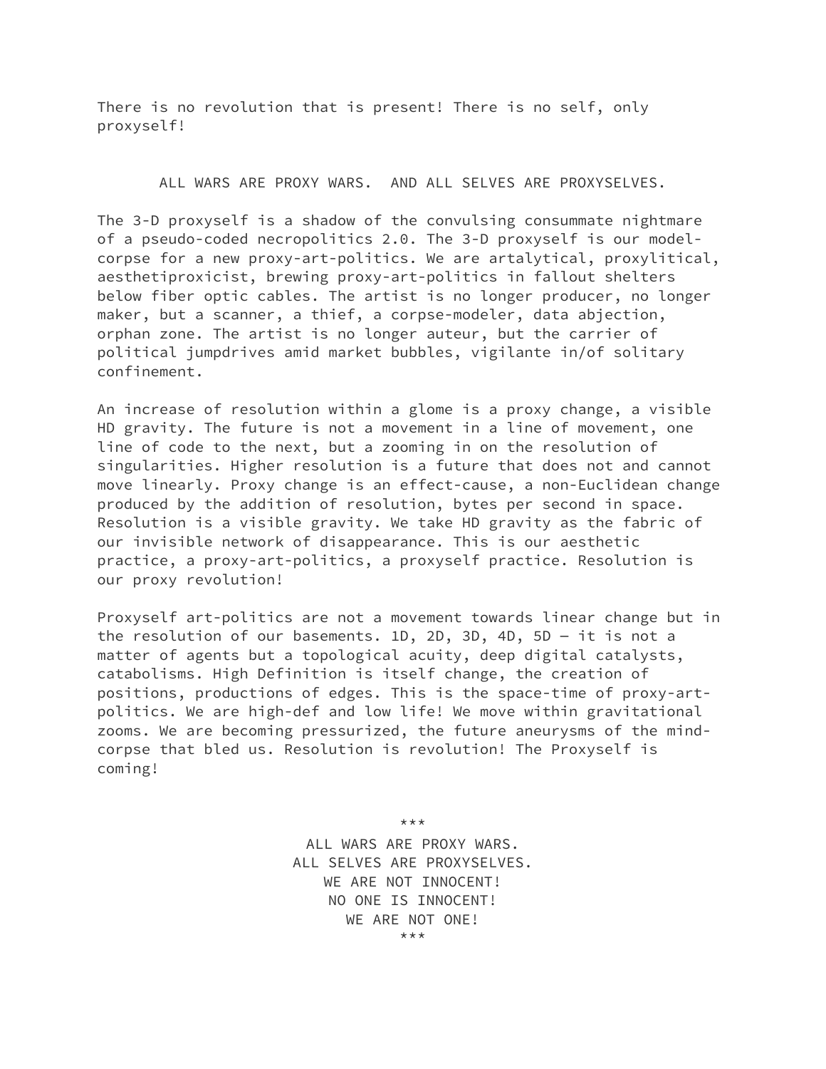There is no revolution that is present! There is no self, only proxyself!

ALL WARS ARE PROXY WARS. AND ALL SELVES ARE PROXYSELVES.

The 3-D proxyself is a shadow of the convulsing consummate nightmare of a pseudo-coded necropolitics 2.0. The 3-D proxyself is our model-corpse for a new proxy-art-politics. We are artalytical, proxylitical, aesthetiproxicist, brewing proxy-art-politics in fallout shelters below fiber optic cables. The artist is no longer producer, no longer maker, but a scanner, a thief, a corpse-modeler, data abjection, orphan zone. The artist is no longer auteur, but the carrier of political jumpdrives amid market bubbles, vigilante in/of solitary confinement.

An increase of resolution within a glome is a proxy change, a visible HD gravity. The future is not a movement in a line of movement, one line of code to the next, but a zooming in on the resolution of singularities. Higher resolution is a future that does not and cannot move linearly. Proxy change is an effect-cause, a non-Euclidean change produced by the addition of resolution, bytes per second in space. Resolution is a visible gravity. We take HD gravity as the fabric of our invisible network of disappearance. This is our aesthetic practice, a proxy-art-politics, a proxyself practice. Resolution is our proxy revolution!

Proxyself art-politics are not a movement towards linear change but in the resolution of our basements. 1D, 2D, 3D, 4D, 5D — it is not a matter of agents but a topological acuity, deep digital catalysts, catabolisms. High Definition is itself change, the creation of positions, productions of edges. This is the space-time of proxy-art-politics. We are high-def and low life! We move within gravitational zooms. We are becoming pressurized, the future aneurysms of the mind-corpse that bled us. Resolution is revolution! The Proxyself is coming!

***

ALL WARS ARE PROXY WARS.  
ALL SELVES ARE PROXYSELVES.  
WE ARE NOT INNOCENT!  
NO ONE IS INNOCENT!  
WE ARE NOT ONE!

***